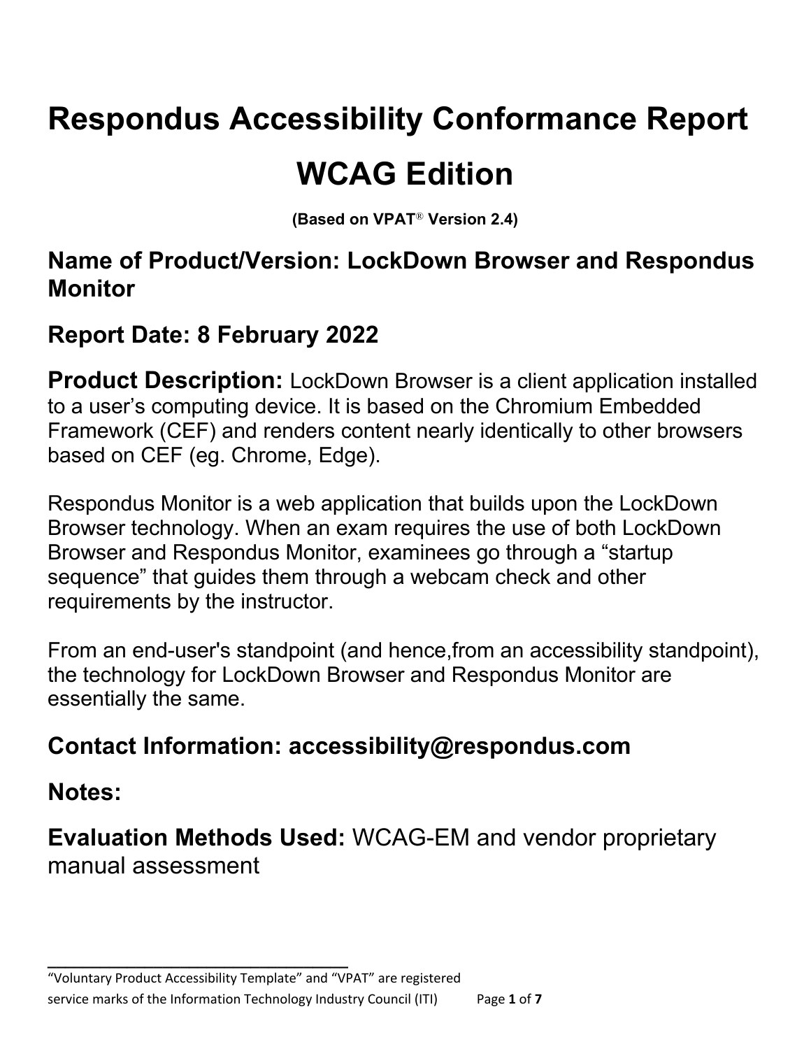# Respondus Accessibility Conformance Report

# WCAG Edition

**(Based on VPAT® Version 2.4)**

## Name of Product/Version: LockDown Browser and Respondus Monitor

## Report Date: 8 February 2022

**Product Description:** LockDown Browser is a client application installed to a user's computing device. It is based on the Chromium Embedded Framework (CEF) and renders content nearly identically to other browsers based on CEF (eg. Chrome, Edge).

Respondus Monitor is a web application that builds upon the LockDown Browser technology. When an exam requires the use of both LockDown Browser and Respondus Monitor, examinees go through a "startup sequence" that guides them through a webcam check and other requirements by the instructor.

From an end-user's standpoint (and hence,from an accessibility standpoint), the technology for LockDown Browser and Respondus Monitor are essentially the same.

## Contact Information: accessibility@respondus.com

## Notes:

**Evaluation Methods Used:** WCAG-EM and vendor proprietary manual assessment

---

"Voluntary Product Accessibility Template" and "VPAT" are registered service marks of the Information Technology Industry Council (ITI)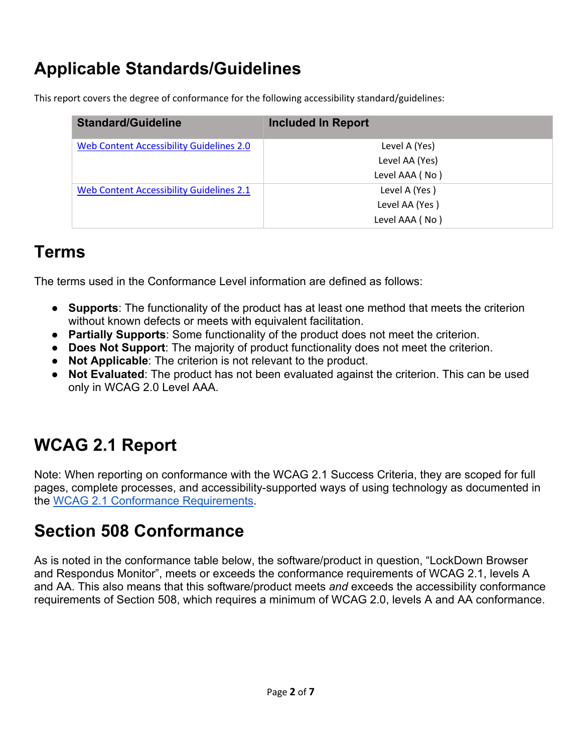# Applicable Standards/Guidelines

This report covers the degree of conformance for the following accessibility standard/guidelines:

| Standard/Guideline | Included In Report |
| --- | --- |
| [Web Content Accessibility Guidelines 2.0]() | Level A (Yes)<br>Level AA (Yes)<br>Level AAA ( No ) |
| [Web Content Accessibility Guidelines 2.1]() | Level A (Yes )<br>Level AA (Yes )<br>Level AAA ( No ) |

# Terms

The terms used in the Conformance Level information are defined as follows:

- **Supports**: The functionality of the product has at least one method that meets the criterion without known defects or meets with equivalent facilitation.
- **Partially Supports**: Some functionality of the product does not meet the criterion.
- **Does Not Support**: The majority of product functionality does not meet the criterion.
- **Not Applicable**: The criterion is not relevant to the product.
- **Not Evaluated**: The product has not been evaluated against the criterion. This can be used only in WCAG 2.0 Level AAA.

# WCAG 2.1 Report

Note: When reporting on conformance with the WCAG 2.1 Success Criteria, they are scoped for full pages, complete processes, and accessibility-supported ways of using technology as documented in the [WCAG 2.1 Conformance Requirements]().

# Section 508 Conformance

As is noted in the conformance table below, the software/product in question, "LockDown Browser and Respondus Monitor", meets or exceeds the conformance requirements of WCAG 2.1, levels A and AA. This also means that this software/product meets *and* exceeds the accessibility conformance requirements of Section 508, which requires a minimum of WCAG 2.0, levels A and AA conformance.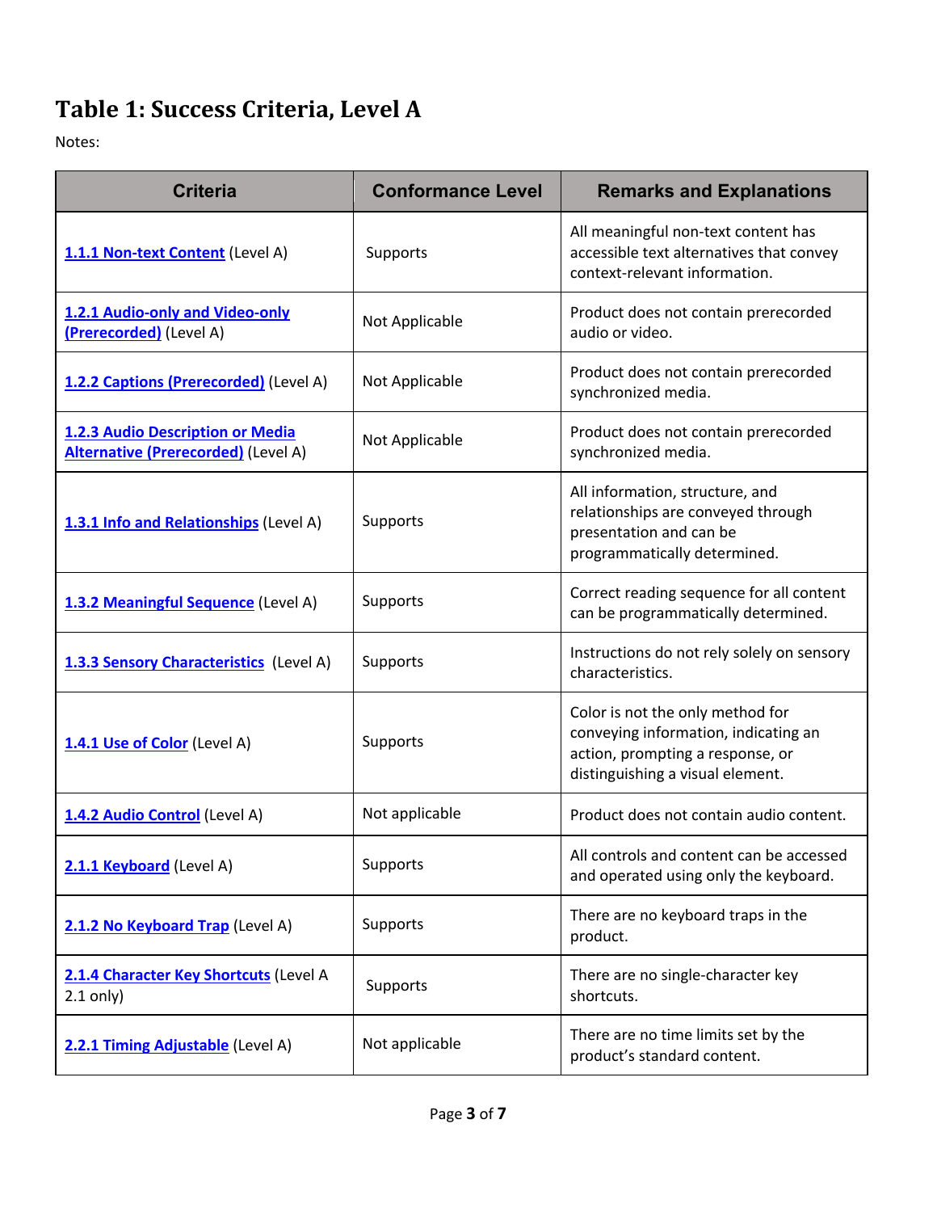# Table 1: Success Criteria, Level A

Notes:

| Criteria | Conformance Level | Remarks and Explanations |
|---|---|---|
| **1.1.1 Non-text Content** (Level A) | Supports | All meaningful non-text content has accessible text alternatives that convey context-relevant information. |
| **1.2.1 Audio-only and Video-only (Prerecorded)** (Level A) | Not Applicable | Product does not contain prerecorded audio or video. |
| **1.2.2 Captions (Prerecorded)** (Level A) | Not Applicable | Product does not contain prerecorded synchronized media. |
| **1.2.3 Audio Description or Media Alternative (Prerecorded)** (Level A) | Not Applicable | Product does not contain prerecorded synchronized media. |
| **1.3.1 Info and Relationships** (Level A) | Supports | All information, structure, and relationships are conveyed through presentation and can be programmatically determined. |
| **1.3.2 Meaningful Sequence** (Level A) | Supports | Correct reading sequence for all content can be programmatically determined. |
| **1.3.3 Sensory Characteristics** (Level A) | Supports | Instructions do not rely solely on sensory characteristics. |
| **1.4.1 Use of Color** (Level A) | Supports | Color is not the only method for conveying information, indicating an action, prompting a response, or distinguishing a visual element. |
| **1.4.2 Audio Control** (Level A) | Not applicable | Product does not contain audio content. |
| **2.1.1 Keyboard** (Level A) | Supports | All controls and content can be accessed and operated using only the keyboard. |
| **2.1.2 No Keyboard Trap** (Level A) | Supports | There are no keyboard traps in the product. |
| **2.1.4 Character Key Shortcuts** (Level A 2.1 only) | Supports | There are no single-character key shortcuts. |
| **2.2.1 Timing Adjustable** (Level A) | Not applicable | There are no time limits set by the product's standard content. |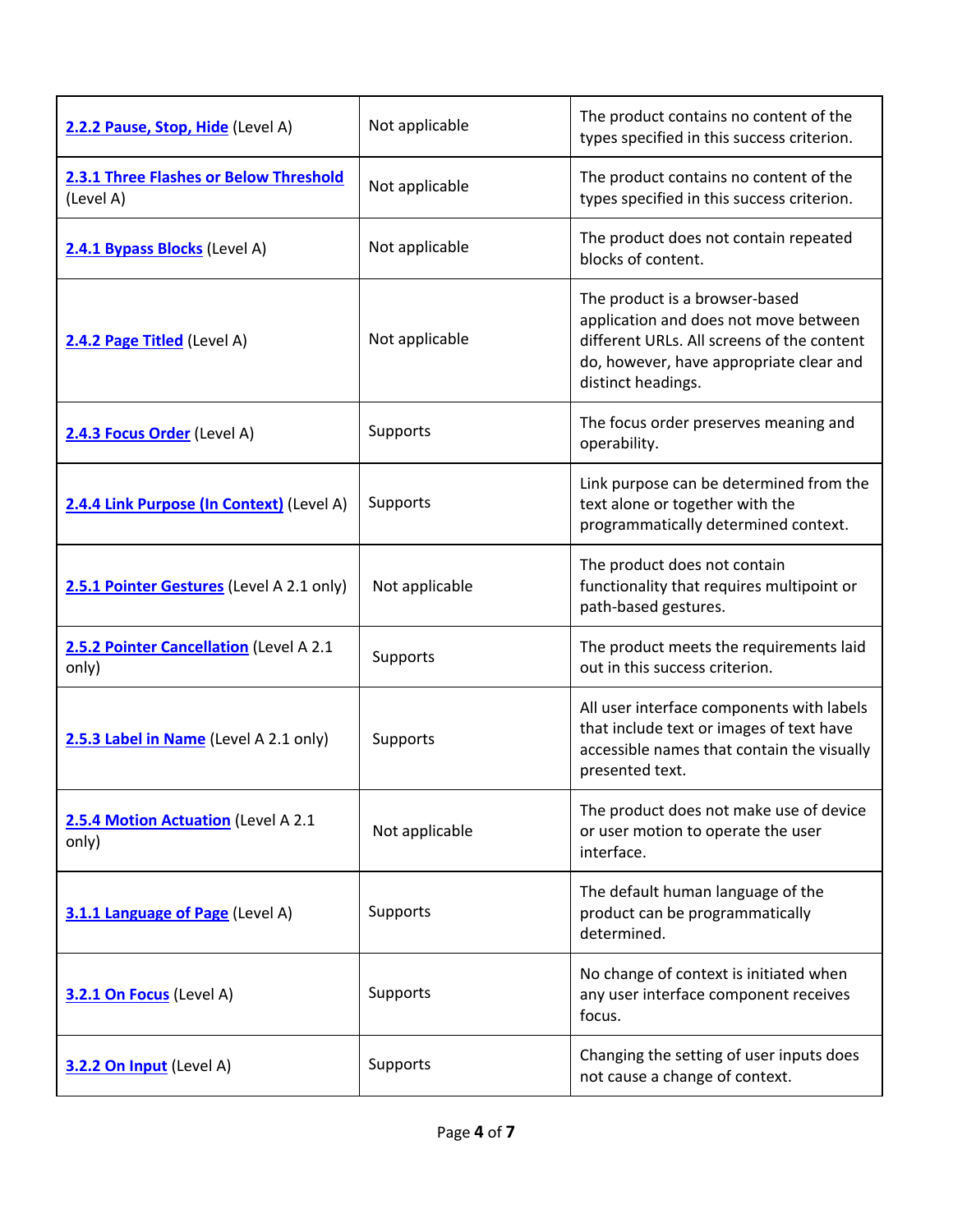| | | |
|---|---|---|
| **2.2.2 Pause, Stop, Hide** (Level A) | Not applicable | The product contains no content of the types specified in this success criterion. |
| **2.3.1 Three Flashes or Below Threshold** (Level A) | Not applicable | The product contains no content of the types specified in this success criterion. |
| **2.4.1 Bypass Blocks** (Level A) | Not applicable | The product does not contain repeated blocks of content. |
| **2.4.2 Page Titled** (Level A) | Not applicable | The product is a browser-based application and does not move between different URLs. All screens of the content do, however, have appropriate clear and distinct headings. |
| **2.4.3 Focus Order** (Level A) | Supports | The focus order preserves meaning and operability. |
| **2.4.4 Link Purpose (In Context)** (Level A) | Supports | Link purpose can be determined from the text alone or together with the programmatically determined context. |
| **2.5.1 Pointer Gestures** (Level A 2.1 only) | Not applicable | The product does not contain functionality that requires multipoint or path-based gestures. |
| **2.5.2 Pointer Cancellation** (Level A 2.1 only) | Supports | The product meets the requirements laid out in this success criterion. |
| **2.5.3 Label in Name** (Level A 2.1 only) | Supports | All user interface components with labels that include text or images of text have accessible names that contain the visually presented text. |
| **2.5.4 Motion Actuation** (Level A 2.1 only) | Not applicable | The product does not make use of device or user motion to operate the user interface. |
| **3.1.1 Language of Page** (Level A) | Supports | The default human language of the product can be programmatically determined. |
| **3.2.1 On Focus** (Level A) | Supports | No change of context is initiated when any user interface component receives focus. |
| **3.2.2 On Input** (Level A) | Supports | Changing the setting of user inputs does not cause a change of context. |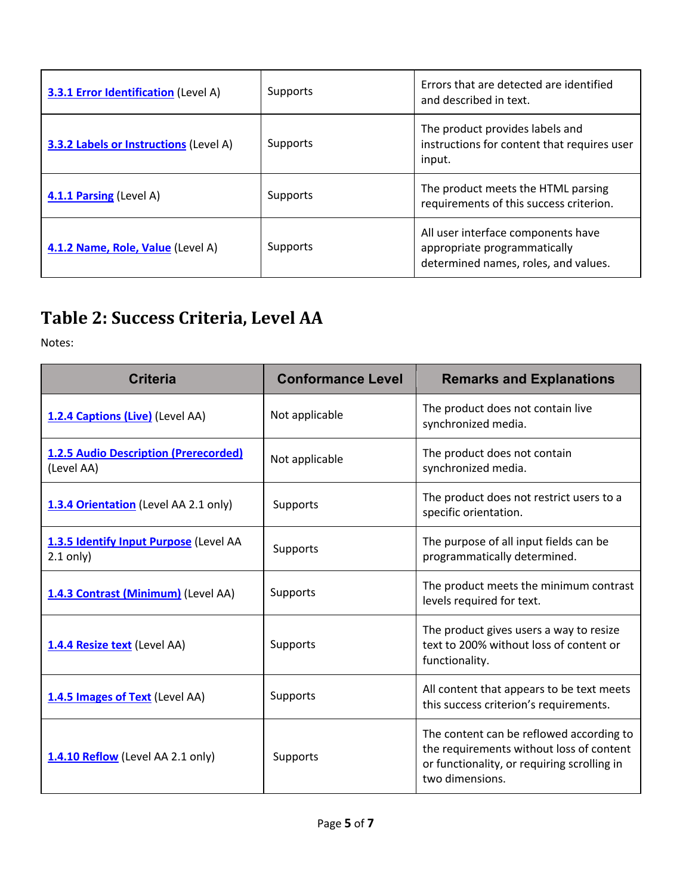| | | |
|---|---|---|
| **3.3.1 Error Identification** (Level A) | Supports | Errors that are detected are identified and described in text. |
| **3.3.2 Labels or Instructions** (Level A) | Supports | The product provides labels and instructions for content that requires user input. |
| **4.1.1 Parsing** (Level A) | Supports | The product meets the HTML parsing requirements of this success criterion. |
| **4.1.2 Name, Role, Value** (Level A) | Supports | All user interface components have appropriate programmatically determined names, roles, and values. |

## Table 2: Success Criteria, Level AA

Notes:

| Criteria | Conformance Level | Remarks and Explanations |
|---|---|---|
| **1.2.4 Captions (Live)** (Level AA) | Not applicable | The product does not contain live synchronized media. |
| **1.2.5 Audio Description (Prerecorded)** (Level AA) | Not applicable | The product does not contain synchronized media. |
| **1.3.4 Orientation** (Level AA 2.1 only) | Supports | The product does not restrict users to a specific orientation. |
| **1.3.5 Identify Input Purpose** (Level AA 2.1 only) | Supports | The purpose of all input fields can be programmatically determined. |
| **1.4.3 Contrast (Minimum)** (Level AA) | Supports | The product meets the minimum contrast levels required for text. |
| **1.4.4 Resize text** (Level AA) | Supports | The product gives users a way to resize text to 200% without loss of content or functionality. |
| **1.4.5 Images of Text** (Level AA) | Supports | All content that appears to be text meets this success criterion's requirements. |
| **1.4.10 Reflow** (Level AA 2.1 only) | Supports | The content can be reflowed according to the requirements without loss of content or functionality, or requiring scrolling in two dimensions. |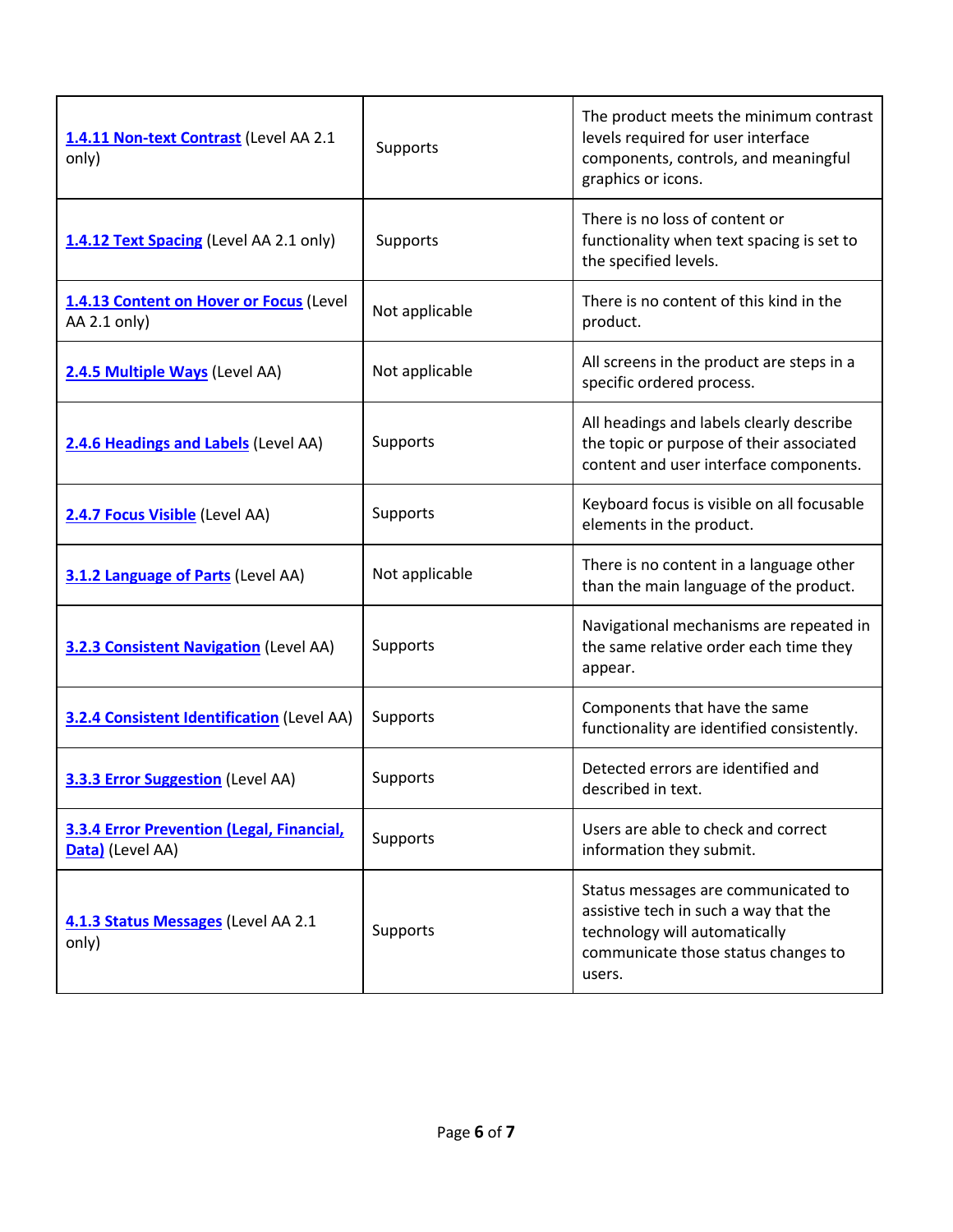| | | |
|---|---|---|
| **1.4.11 Non-text Contrast** (Level AA 2.1 only) | Supports | The product meets the minimum contrast levels required for user interface components, controls, and meaningful graphics or icons. |
| **1.4.12 Text Spacing** (Level AA 2.1 only) | Supports | There is no loss of content or functionality when text spacing is set to the specified levels. |
| **1.4.13 Content on Hover or Focus** (Level AA 2.1 only) | Not applicable | There is no content of this kind in the product. |
| **2.4.5 Multiple Ways** (Level AA) | Not applicable | All screens in the product are steps in a specific ordered process. |
| **2.4.6 Headings and Labels** (Level AA) | Supports | All headings and labels clearly describe the topic or purpose of their associated content and user interface components. |
| **2.4.7 Focus Visible** (Level AA) | Supports | Keyboard focus is visible on all focusable elements in the product. |
| **3.1.2 Language of Parts** (Level AA) | Not applicable | There is no content in a language other than the main language of the product. |
| **3.2.3 Consistent Navigation** (Level AA) | Supports | Navigational mechanisms are repeated in the same relative order each time they appear. |
| **3.2.4 Consistent Identification** (Level AA) | Supports | Components that have the same functionality are identified consistently. |
| **3.3.3 Error Suggestion** (Level AA) | Supports | Detected errors are identified and described in text. |
| **3.3.4 Error Prevention (Legal, Financial, Data)** (Level AA) | Supports | Users are able to check and correct information they submit. |
| **4.1.3 Status Messages** (Level AA 2.1 only) | Supports | Status messages are communicated to assistive tech in such a way that the technology will automatically communicate those status changes to users. |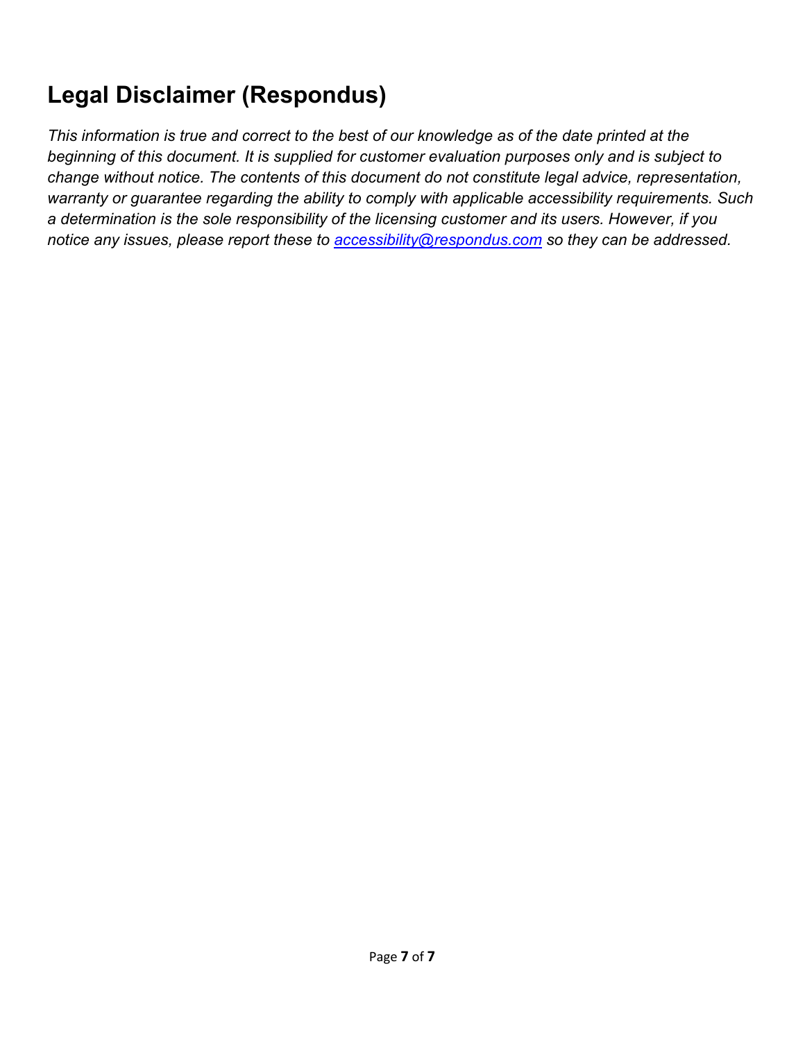## Legal Disclaimer (Respondus)

*This information is true and correct to the best of our knowledge as of the date printed at the beginning of this document. It is supplied for customer evaluation purposes only and is subject to change without notice. The contents of this document do not constitute legal advice, representation, warranty or guarantee regarding the ability to comply with applicable accessibility requirements. Such a determination is the sole responsibility of the licensing customer and its users. However, if you notice any issues, please report these to [accessibility@respondus.com](mailto:accessibility@respondus.com) so they can be addressed.*